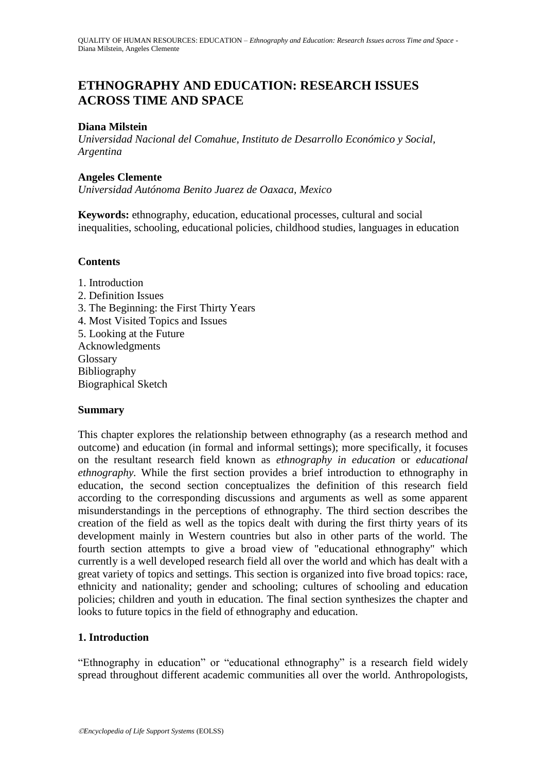# ETHNOGRAPHY AND EDUCATION: RESEARCH ISSUES ACROSS TIME AND SPACE

**Diana Milstein**
*Universidad Nacional del Comahue, Instituto de Desarrollo Económico y Social, Argentina*

**Angeles Clemente**
*Universidad Autónoma Benito Juarez de Oaxaca, Mexico*

**Keywords:** ethnography, education, educational processes, cultural and social inequalities, schooling, educational policies, childhood studies, languages in education

## Contents

1. Introduction
2. Definition Issues
3. The Beginning: the First Thirty Years
4. Most Visited Topics and Issues
5. Looking at the Future

Acknowledgments
Glossary
Bibliography
Biographical Sketch

## Summary

This chapter explores the relationship between ethnography (as a research method and outcome) and education (in formal and informal settings); more specifically, it focuses on the resultant research field known as *ethnography in education* or *educational ethnography*. While the first section provides a brief introduction to ethnography in education, the second section conceptualizes the definition of this research field according to the corresponding discussions and arguments as well as some apparent misunderstandings in the perceptions of ethnography. The third section describes the creation of the field as well as the topics dealt with during the first thirty years of its development mainly in Western countries but also in other parts of the world. The fourth section attempts to give a broad view of "educational ethnography" which currently is a well developed research field all over the world and which has dealt with a great variety of topics and settings. This section is organized into five broad topics: race, ethnicity and nationality; gender and schooling; cultures of schooling and education policies; children and youth in education. The final section synthesizes the chapter and looks to future topics in the field of ethnography and education.

## 1. Introduction

"Ethnography in education" or "educational ethnography" is a research field widely spread throughout different academic communities all over the world. Anthropologists,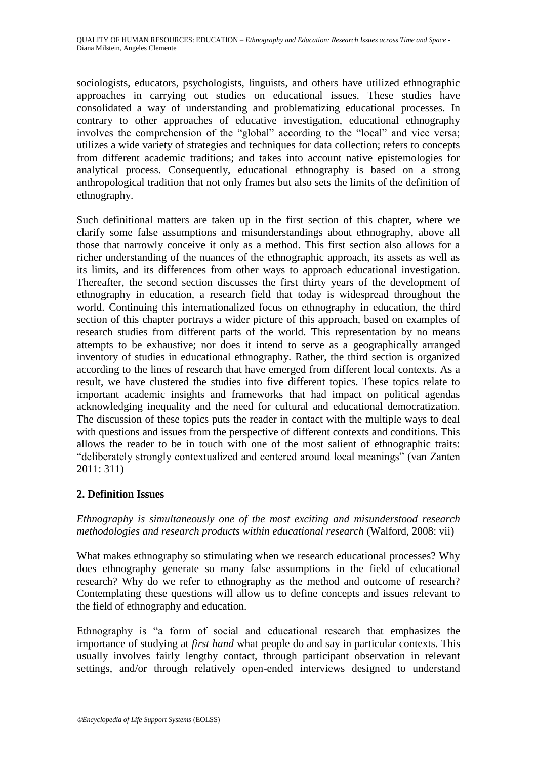sociologists, educators, psychologists, linguists, and others have utilized ethnographic approaches in carrying out studies on educational issues. These studies have consolidated a way of understanding and problematizing educational processes. In contrary to other approaches of educative investigation, educational ethnography involves the comprehension of the "global" according to the "local" and vice versa; utilizes a wide variety of strategies and techniques for data collection; refers to concepts from different academic traditions; and takes into account native epistemologies for analytical process. Consequently, educational ethnography is based on a strong anthropological tradition that not only frames but also sets the limits of the definition of ethnography.

Such definitional matters are taken up in the first section of this chapter, where we clarify some false assumptions and misunderstandings about ethnography, above all those that narrowly conceive it only as a method. This first section also allows for a richer understanding of the nuances of the ethnographic approach, its assets as well as its limits, and its differences from other ways to approach educational investigation. Thereafter, the second section discusses the first thirty years of the development of ethnography in education, a research field that today is widespread throughout the world. Continuing this internationalized focus on ethnography in education, the third section of this chapter portrays a wider picture of this approach, based on examples of research studies from different parts of the world. This representation by no means attempts to be exhaustive; nor does it intend to serve as a geographically arranged inventory of studies in educational ethnography. Rather, the third section is organized according to the lines of research that have emerged from different local contexts. As a result, we have clustered the studies into five different topics. These topics relate to important academic insights and frameworks that had impact on political agendas acknowledging inequality and the need for cultural and educational democratization. The discussion of these topics puts the reader in contact with the multiple ways to deal with questions and issues from the perspective of different contexts and conditions. This allows the reader to be in touch with one of the most salient of ethnographic traits: "deliberately strongly contextualized and centered around local meanings" (van Zanten 2011: 311)

## 2. Definition Issues

*Ethnography is simultaneously one of the most exciting and misunderstood research methodologies and research products within educational research* (Walford, 2008: vii)

What makes ethnography so stimulating when we research educational processes? Why does ethnography generate so many false assumptions in the field of educational research? Why do we refer to ethnography as the method and outcome of research? Contemplating these questions will allow us to define concepts and issues relevant to the field of ethnography and education.

Ethnography is "a form of social and educational research that emphasizes the importance of studying at *first hand* what people do and say in particular contexts. This usually involves fairly lengthy contact, through participant observation in relevant settings, and/or through relatively open-ended interviews designed to understand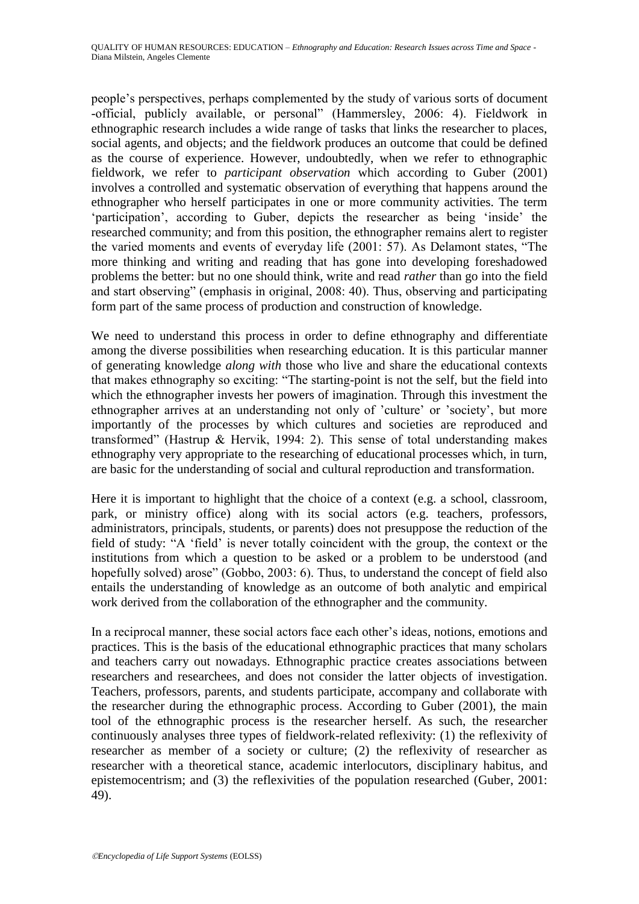people's perspectives, perhaps complemented by the study of various sorts of document -official, publicly available, or personal" (Hammersley, 2006: 4). Fieldwork in ethnographic research includes a wide range of tasks that links the researcher to places, social agents, and objects; and the fieldwork produces an outcome that could be defined as the course of experience. However, undoubtedly, when we refer to ethnographic fieldwork, we refer to *participant observation* which according to Guber (2001) involves a controlled and systematic observation of everything that happens around the ethnographer who herself participates in one or more community activities. The term 'participation', according to Guber, depicts the researcher as being 'inside' the researched community; and from this position, the ethnographer remains alert to register the varied moments and events of everyday life (2001: 57). As Delamont states, "The more thinking and writing and reading that has gone into developing foreshadowed problems the better: but no one should think, write and read *rather* than go into the field and start observing" (emphasis in original, 2008: 40). Thus, observing and participating form part of the same process of production and construction of knowledge.

We need to understand this process in order to define ethnography and differentiate among the diverse possibilities when researching education. It is this particular manner of generating knowledge *along with* those who live and share the educational contexts that makes ethnography so exciting: "The starting-point is not the self, but the field into which the ethnographer invests her powers of imagination. Through this investment the ethnographer arrives at an understanding not only of 'culture' or 'society', but more importantly of the processes by which cultures and societies are reproduced and transformed" (Hastrup & Hervik, 1994: 2). This sense of total understanding makes ethnography very appropriate to the researching of educational processes which, in turn, are basic for the understanding of social and cultural reproduction and transformation.

Here it is important to highlight that the choice of a context (e.g. a school, classroom, park, or ministry office) along with its social actors (e.g. teachers, professors, administrators, principals, students, or parents) does not presuppose the reduction of the field of study: "A 'field' is never totally coincident with the group, the context or the institutions from which a question to be asked or a problem to be understood (and hopefully solved) arose" (Gobbo, 2003: 6). Thus, to understand the concept of field also entails the understanding of knowledge as an outcome of both analytic and empirical work derived from the collaboration of the ethnographer and the community.

In a reciprocal manner, these social actors face each other's ideas, notions, emotions and practices. This is the basis of the educational ethnographic practices that many scholars and teachers carry out nowadays. Ethnographic practice creates associations between researchers and researchees, and does not consider the latter objects of investigation. Teachers, professors, parents, and students participate, accompany and collaborate with the researcher during the ethnographic process. According to Guber (2001), the main tool of the ethnographic process is the researcher herself. As such, the researcher continuously analyses three types of fieldwork-related reflexivity: (1) the reflexivity of researcher as member of a society or culture; (2) the reflexivity of researcher as researcher with a theoretical stance, academic interlocutors, disciplinary habitus, and epistemocentrism; and (3) the reflexivities of the population researched (Guber, 2001: 49).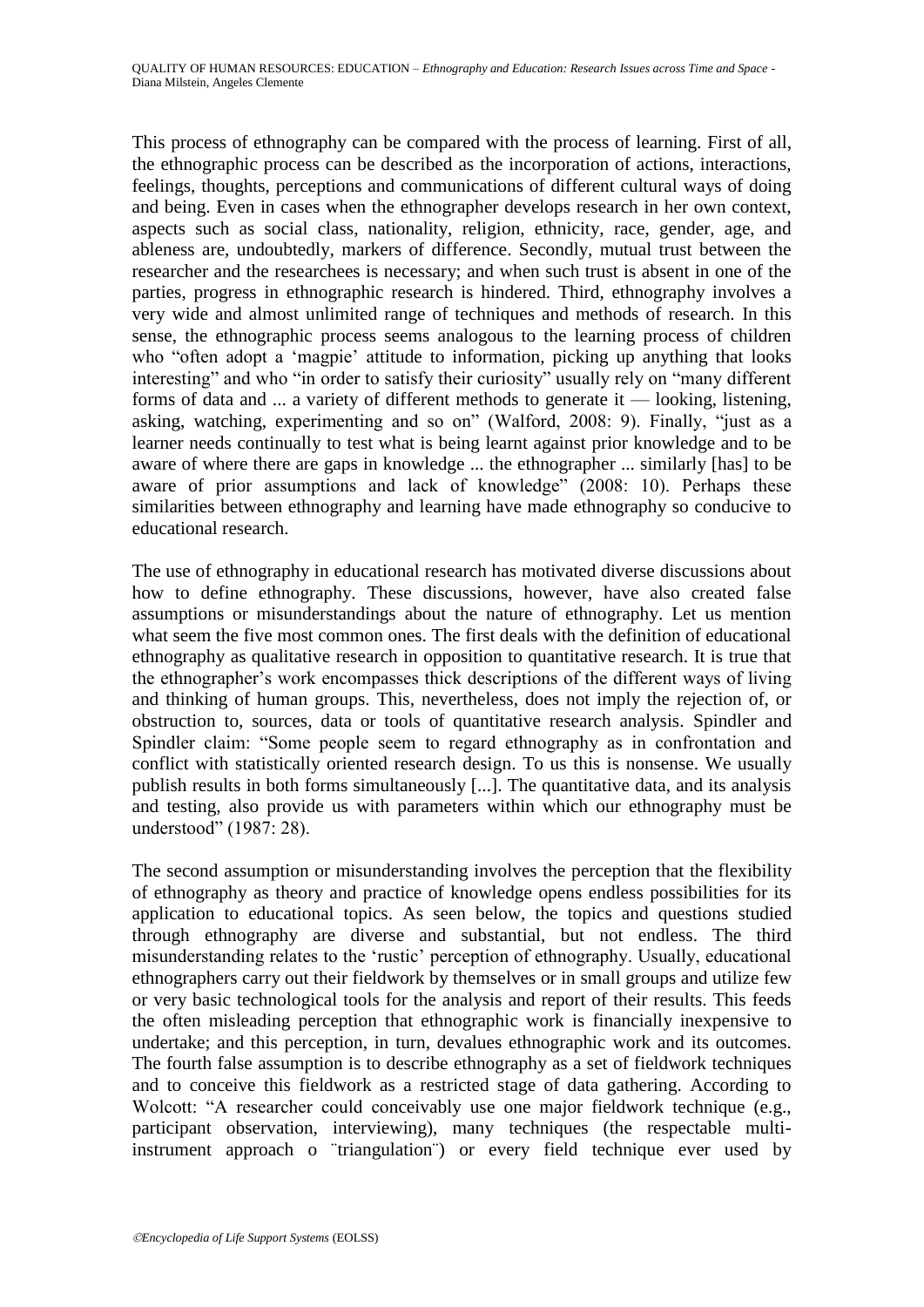This process of ethnography can be compared with the process of learning. First of all, the ethnographic process can be described as the incorporation of actions, interactions, feelings, thoughts, perceptions and communications of different cultural ways of doing and being. Even in cases when the ethnographer develops research in her own context, aspects such as social class, nationality, religion, ethnicity, race, gender, age, and ableness are, undoubtedly, markers of difference. Secondly, mutual trust between the researcher and the researchees is necessary; and when such trust is absent in one of the parties, progress in ethnographic research is hindered. Third, ethnography involves a very wide and almost unlimited range of techniques and methods of research. In this sense, the ethnographic process seems analogous to the learning process of children who "often adopt a 'magpie' attitude to information, picking up anything that looks interesting" and who "in order to satisfy their curiosity" usually rely on "many different forms of data and ... a variety of different methods to generate it — looking, listening, asking, watching, experimenting and so on" (Walford, 2008: 9). Finally, "just as a learner needs continually to test what is being learnt against prior knowledge and to be aware of where there are gaps in knowledge ... the ethnographer ... similarly [has] to be aware of prior assumptions and lack of knowledge" (2008: 10). Perhaps these similarities between ethnography and learning have made ethnography so conducive to educational research.

The use of ethnography in educational research has motivated diverse discussions about how to define ethnography. These discussions, however, have also created false assumptions or misunderstandings about the nature of ethnography. Let us mention what seem the five most common ones. The first deals with the definition of educational ethnography as qualitative research in opposition to quantitative research. It is true that the ethnographer's work encompasses thick descriptions of the different ways of living and thinking of human groups. This, nevertheless, does not imply the rejection of, or obstruction to, sources, data or tools of quantitative research analysis. Spindler and Spindler claim: "Some people seem to regard ethnography as in confrontation and conflict with statistically oriented research design. To us this is nonsense. We usually publish results in both forms simultaneously [...]. The quantitative data, and its analysis and testing, also provide us with parameters within which our ethnography must be understood" (1987: 28).

The second assumption or misunderstanding involves the perception that the flexibility of ethnography as theory and practice of knowledge opens endless possibilities for its application to educational topics. As seen below, the topics and questions studied through ethnography are diverse and substantial, but not endless. The third misunderstanding relates to the 'rustic' perception of ethnography. Usually, educational ethnographers carry out their fieldwork by themselves or in small groups and utilize few or very basic technological tools for the analysis and report of their results. This feeds the often misleading perception that ethnographic work is financially inexpensive to undertake; and this perception, in turn, devalues ethnographic work and its outcomes. The fourth false assumption is to describe ethnography as a set of fieldwork techniques and to conceive this fieldwork as a restricted stage of data gathering. According to Wolcott: "A researcher could conceivably use one major fieldwork technique (e.g., participant observation, interviewing), many techniques (the respectable multi-instrument approach o ¨triangulation¨) or every field technique ever used by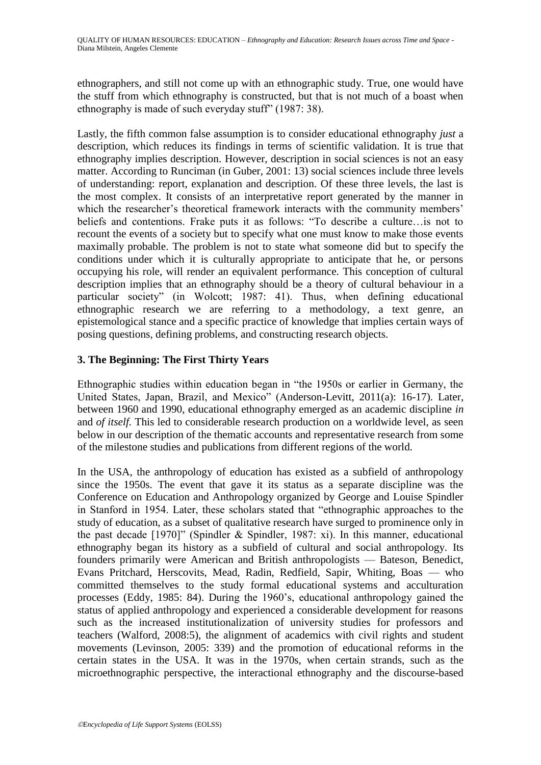ethnographers, and still not come up with an ethnographic study. True, one would have the stuff from which ethnography is constructed, but that is not much of a boast when ethnography is made of such everyday stuff" (1987: 38).

Lastly, the fifth common false assumption is to consider educational ethnography *just* a description, which reduces its findings in terms of scientific validation. It is true that ethnography implies description. However, description in social sciences is not an easy matter. According to Runciman (in Guber, 2001: 13) social sciences include three levels of understanding: report, explanation and description. Of these three levels, the last is the most complex. It consists of an interpretative report generated by the manner in which the researcher's theoretical framework interacts with the community members' beliefs and contentions. Frake puts it as follows: "To describe a culture…is not to recount the events of a society but to specify what one must know to make those events maximally probable. The problem is not to state what someone did but to specify the conditions under which it is culturally appropriate to anticipate that he, or persons occupying his role, will render an equivalent performance. This conception of cultural description implies that an ethnography should be a theory of cultural behaviour in a particular society" (in Wolcott; 1987: 41). Thus, when defining educational ethnographic research we are referring to a methodology, a text genre, an epistemological stance and a specific practice of knowledge that implies certain ways of posing questions, defining problems, and constructing research objects.

## 3. The Beginning: The First Thirty Years

Ethnographic studies within education began in "the 1950s or earlier in Germany, the United States, Japan, Brazil, and Mexico" (Anderson-Levitt, 2011(a): 16-17). Later, between 1960 and 1990, educational ethnography emerged as an academic discipline *in* and *of itself*. This led to considerable research production on a worldwide level, as seen below in our description of the thematic accounts and representative research from some of the milestone studies and publications from different regions of the world.

In the USA, the anthropology of education has existed as a subfield of anthropology since the 1950s. The event that gave it its status as a separate discipline was the Conference on Education and Anthropology organized by George and Louise Spindler in Stanford in 1954. Later, these scholars stated that "ethnographic approaches to the study of education, as a subset of qualitative research have surged to prominence only in the past decade [1970]" (Spindler & Spindler, 1987: xi). In this manner, educational ethnography began its history as a subfield of cultural and social anthropology. Its founders primarily were American and British anthropologists — Bateson, Benedict, Evans Pritchard, Herscovits, Mead, Radin, Redfield, Sapir, Whiting, Boas — who committed themselves to the study formal educational systems and acculturation processes (Eddy, 1985: 84). During the 1960's, educational anthropology gained the status of applied anthropology and experienced a considerable development for reasons such as the increased institutionalization of university studies for professors and teachers (Walford, 2008:5), the alignment of academics with civil rights and student movements (Levinson, 2005: 339) and the promotion of educational reforms in the certain states in the USA. It was in the 1970s, when certain strands, such as the microethnographic perspective, the interactional ethnography and the discourse-based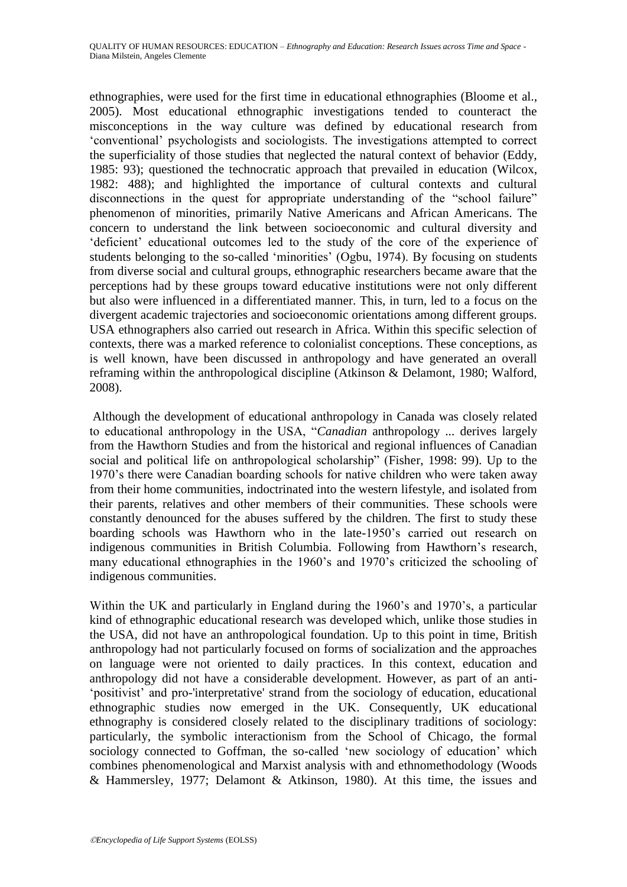ethnographies, were used for the first time in educational ethnographies (Bloome et al., 2005). Most educational ethnographic investigations tended to counteract the misconceptions in the way culture was defined by educational research from 'conventional' psychologists and sociologists. The investigations attempted to correct the superficiality of those studies that neglected the natural context of behavior (Eddy, 1985: 93); questioned the technocratic approach that prevailed in education (Wilcox, 1982: 488); and highlighted the importance of cultural contexts and cultural disconnections in the quest for appropriate understanding of the "school failure" phenomenon of minorities, primarily Native Americans and African Americans. The concern to understand the link between socioeconomic and cultural diversity and 'deficient' educational outcomes led to the study of the core of the experience of students belonging to the so-called 'minorities' (Ogbu, 1974). By focusing on students from diverse social and cultural groups, ethnographic researchers became aware that the perceptions had by these groups toward educative institutions were not only different but also were influenced in a differentiated manner. This, in turn, led to a focus on the divergent academic trajectories and socioeconomic orientations among different groups. USA ethnographers also carried out research in Africa. Within this specific selection of contexts, there was a marked reference to colonialist conceptions. These conceptions, as is well known, have been discussed in anthropology and have generated an overall reframing within the anthropological discipline (Atkinson & Delamont, 1980; Walford, 2008).

Although the development of educational anthropology in Canada was closely related to educational anthropology in the USA, "*Canadian* anthropology ... derives largely from the Hawthorn Studies and from the historical and regional influences of Canadian social and political life on anthropological scholarship" (Fisher, 1998: 99). Up to the 1970's there were Canadian boarding schools for native children who were taken away from their home communities, indoctrinated into the western lifestyle, and isolated from their parents, relatives and other members of their communities. These schools were constantly denounced for the abuses suffered by the children. The first to study these boarding schools was Hawthorn who in the late-1950's carried out research on indigenous communities in British Columbia. Following from Hawthorn's research, many educational ethnographies in the 1960's and 1970's criticized the schooling of indigenous communities.

Within the UK and particularly in England during the 1960's and 1970's, a particular kind of ethnographic educational research was developed which, unlike those studies in the USA, did not have an anthropological foundation. Up to this point in time, British anthropology had not particularly focused on forms of socialization and the approaches on language were not oriented to daily practices. In this context, education and anthropology did not have a considerable development. However, as part of an anti-'positivist' and pro-'interpretative' strand from the sociology of education, educational ethnographic studies now emerged in the UK. Consequently, UK educational ethnography is considered closely related to the disciplinary traditions of sociology: particularly, the symbolic interactionism from the School of Chicago, the formal sociology connected to Goffman, the so-called 'new sociology of education' which combines phenomenological and Marxist analysis with and ethnomethodology (Woods & Hammersley, 1977; Delamont & Atkinson, 1980). At this time, the issues and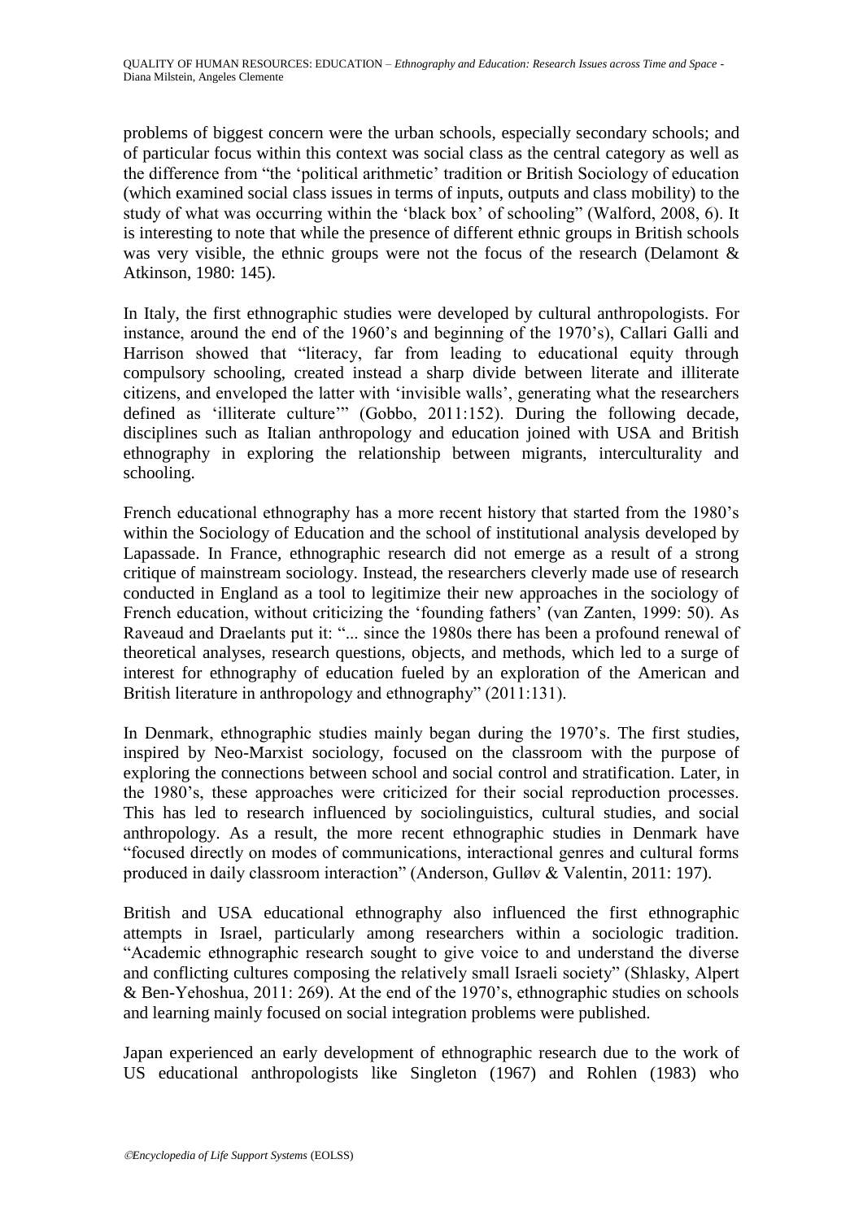problems of biggest concern were the urban schools, especially secondary schools; and of particular focus within this context was social class as the central category as well as the difference from "the 'political arithmetic' tradition or British Sociology of education (which examined social class issues in terms of inputs, outputs and class mobility) to the study of what was occurring within the 'black box' of schooling" (Walford, 2008, 6). It is interesting to note that while the presence of different ethnic groups in British schools was very visible, the ethnic groups were not the focus of the research (Delamont & Atkinson, 1980: 145).

In Italy, the first ethnographic studies were developed by cultural anthropologists. For instance, around the end of the 1960's and beginning of the 1970's), Callari Galli and Harrison showed that "literacy, far from leading to educational equity through compulsory schooling, created instead a sharp divide between literate and illiterate citizens, and enveloped the latter with 'invisible walls', generating what the researchers defined as 'illiterate culture'" (Gobbo, 2011:152). During the following decade, disciplines such as Italian anthropology and education joined with USA and British ethnography in exploring the relationship between migrants, interculturality and schooling.

French educational ethnography has a more recent history that started from the 1980's within the Sociology of Education and the school of institutional analysis developed by Lapassade. In France, ethnographic research did not emerge as a result of a strong critique of mainstream sociology. Instead, the researchers cleverly made use of research conducted in England as a tool to legitimize their new approaches in the sociology of French education, without criticizing the 'founding fathers' (van Zanten, 1999: 50). As Raveaud and Draelants put it: "... since the 1980s there has been a profound renewal of theoretical analyses, research questions, objects, and methods, which led to a surge of interest for ethnography of education fueled by an exploration of the American and British literature in anthropology and ethnography" (2011:131).

In Denmark, ethnographic studies mainly began during the 1970's. The first studies, inspired by Neo-Marxist sociology, focused on the classroom with the purpose of exploring the connections between school and social control and stratification. Later, in the 1980's, these approaches were criticized for their social reproduction processes. This has led to research influenced by sociolinguistics, cultural studies, and social anthropology. As a result, the more recent ethnographic studies in Denmark have "focused directly on modes of communications, interactional genres and cultural forms produced in daily classroom interaction" (Anderson, Gulløv & Valentin, 2011: 197).

British and USA educational ethnography also influenced the first ethnographic attempts in Israel, particularly among researchers within a sociologic tradition. "Academic ethnographic research sought to give voice to and understand the diverse and conflicting cultures composing the relatively small Israeli society" (Shlasky, Alpert & Ben-Yehoshua, 2011: 269). At the end of the 1970's, ethnographic studies on schools and learning mainly focused on social integration problems were published.

Japan experienced an early development of ethnographic research due to the work of US educational anthropologists like Singleton (1967) and Rohlen (1983) who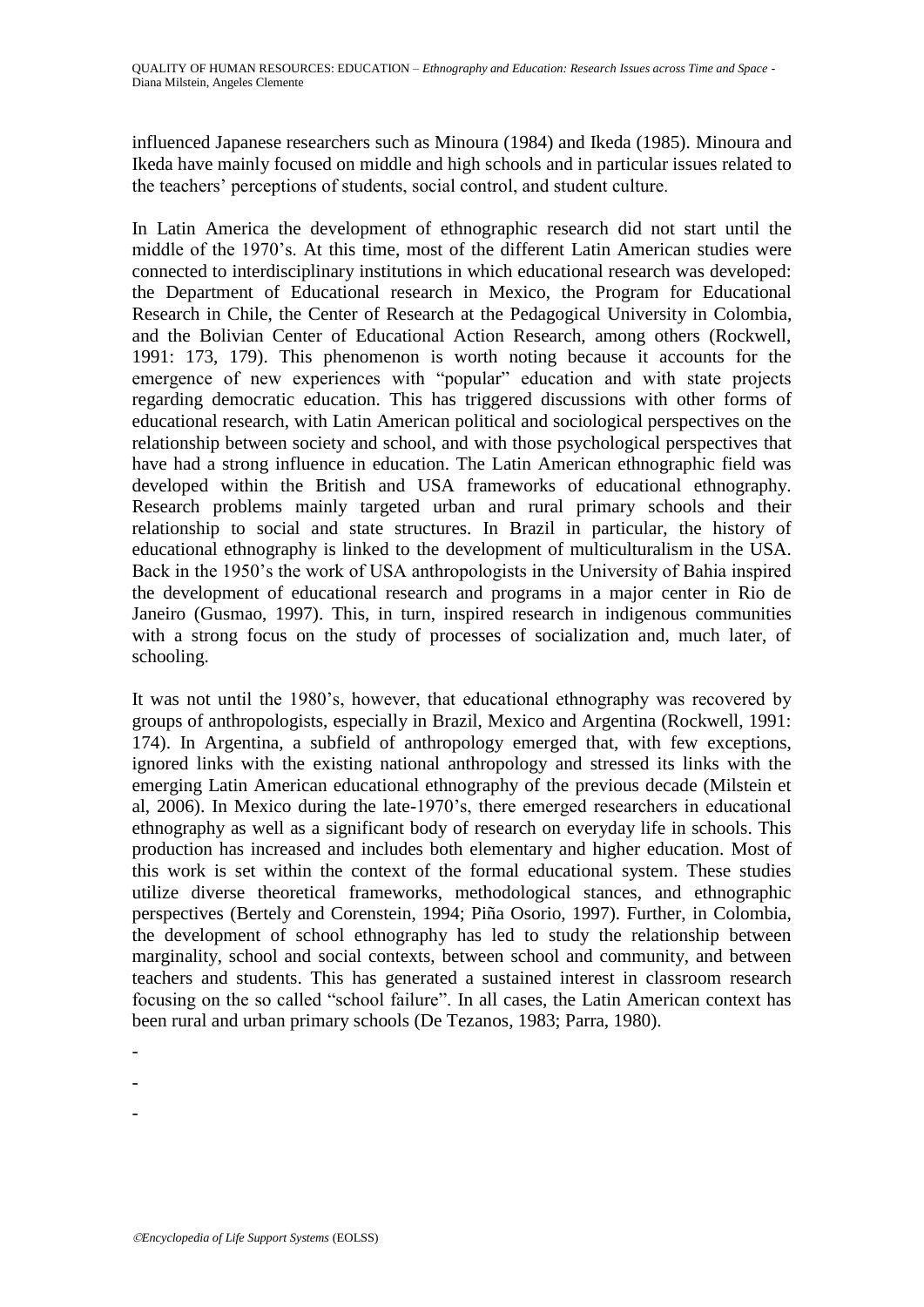influenced Japanese researchers such as Minoura (1984) and Ikeda (1985). Minoura and Ikeda have mainly focused on middle and high schools and in particular issues related to the teachers' perceptions of students, social control, and student culture.

In Latin America the development of ethnographic research did not start until the middle of the 1970's. At this time, most of the different Latin American studies were connected to interdisciplinary institutions in which educational research was developed: the Department of Educational research in Mexico, the Program for Educational Research in Chile, the Center of Research at the Pedagogical University in Colombia, and the Bolivian Center of Educational Action Research, among others (Rockwell, 1991: 173, 179). This phenomenon is worth noting because it accounts for the emergence of new experiences with "popular" education and with state projects regarding democratic education. This has triggered discussions with other forms of educational research, with Latin American political and sociological perspectives on the relationship between society and school, and with those psychological perspectives that have had a strong influence in education. The Latin American ethnographic field was developed within the British and USA frameworks of educational ethnography. Research problems mainly targeted urban and rural primary schools and their relationship to social and state structures. In Brazil in particular, the history of educational ethnography is linked to the development of multiculturalism in the USA. Back in the 1950's the work of USA anthropologists in the University of Bahia inspired the development of educational research and programs in a major center in Rio de Janeiro (Gusmao, 1997). This, in turn, inspired research in indigenous communities with a strong focus on the study of processes of socialization and, much later, of schooling.

It was not until the 1980's, however, that educational ethnography was recovered by groups of anthropologists, especially in Brazil, Mexico and Argentina (Rockwell, 1991: 174). In Argentina, a subfield of anthropology emerged that, with few exceptions, ignored links with the existing national anthropology and stressed its links with the emerging Latin American educational ethnography of the previous decade (Milstein et al, 2006). In Mexico during the late-1970's, there emerged researchers in educational ethnography as well as a significant body of research on everyday life in schools. This production has increased and includes both elementary and higher education. Most of this work is set within the context of the formal educational system. These studies utilize diverse theoretical frameworks, methodological stances, and ethnographic perspectives (Bertely and Corenstein, 1994; Piña Osorio, 1997). Further, in Colombia, the development of school ethnography has led to study the relationship between marginality, school and social contexts, between school and community, and between teachers and students. This has generated a sustained interest in classroom research focusing on the so called "school failure". In all cases, the Latin American context has been rural and urban primary schools (De Tezanos, 1983; Parra, 1980).

-

-

-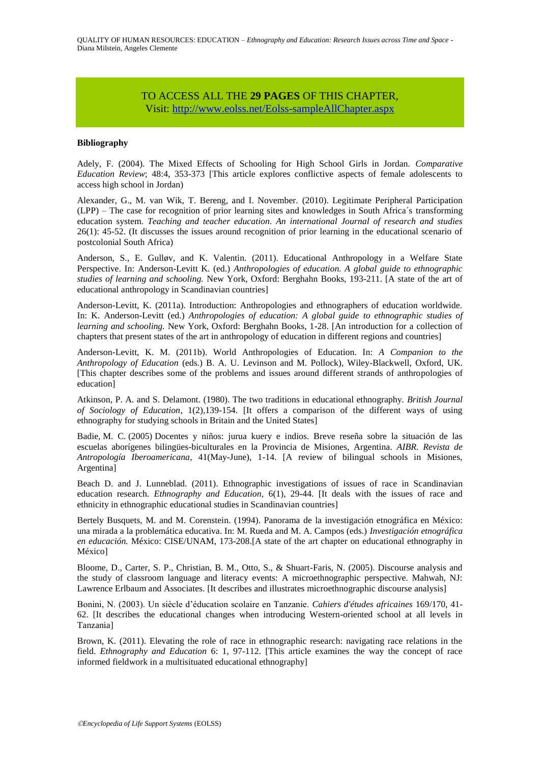TO ACCESS ALL THE **29 PAGES** OF THIS CHAPTER,
Visit: [http://www.eolss.net/Eolss-sampleAllChapter.aspx](http://www.eolss.net/Eolss-sampleAllChapter.aspx)

**Bibliography**

Adely, F. (2004). The Mixed Effects of Schooling for High School Girls in Jordan. *Comparative Education Review*; 48:4, 353-373 [This article explores conflictive aspects of female adolescents to access high school in Jordan)

Alexander, G., M. van Wik, T. Bereng, and I. November. (2010). Legitimate Peripheral Participation (LPP) – The case for recognition of prior learning sites and knowledges in South Africa´s transforming education system. *Teaching and teacher education. An international Journal of research and studies* 26(1): 45-52. (It discusses the issues around recognition of prior learning in the educational scenario of postcolonial South Africa)

Anderson, S., E. Gulløv, and K. Valentin. (2011). Educational Anthropology in a Welfare State Perspective. In: Anderson-Levitt K. (ed.) *Anthropologies of education. A global guide to ethnographic studies of learning and schooling.* New York, Oxford: Berghahn Books, 193-211. [A state of the art of educational anthropology in Scandinavian countries]

Anderson-Levitt, K. (2011a). Introduction: Anthropologies and ethnographers of education worldwide. In: K. Anderson-Levitt (ed.) *Anthropologies of education: A global guide to ethnographic studies of learning and schooling.* New York, Oxford: Berghahn Books, 1-28. [An introduction for a collection of chapters that present states of the art in anthropology of education in different regions and countries]

Anderson-Levitt, K. M. (2011b). World Anthropologies of Education. In: *A Companion to the Anthropology of Education* (eds.) B. A. U. Levinson and M. Pollock), Wiley-Blackwell, Oxford, UK. [This chapter describes some of the problems and issues around different strands of anthropologies of education]

Atkinson, P. A. and S. Delamont. (1980). The two traditions in educational ethnography. *British Journal of Sociology of Education*, 1(2),139-154. [It offers a comparison of the different ways of using ethnography for studying schools in Britain and the United States]

Badie, M. C. (2005) Docentes y niños: jurua kuery e indios. Breve reseña sobre la situación de las escuelas aborígenes bilingües-biculturales en la Provincia de Misiones, Argentina. *AIBR. Revista de Antropología Iberoamericana*, 41(May-June), 1-14. [A review of bilingual schools in Misiones, Argentina]

Beach D. and J. Lunneblad. (2011). Ethnographic investigations of issues of race in Scandinavian education research. *Ethnography and Education*, 6(1), 29-44. [It deals with the issues of race and ethnicity in ethnographic educational studies in Scandinavian countries]

Bertely Busquets, M. and M. Corenstein. (1994). Panorama de la investigación etnográfica en México: una mirada a la problemática educativa. In: M. Rueda and M. A. Campos (eds.) *Investigación etnográfica en educación.* México: CISE/UNAM, 173-208.[A state of the art chapter on educational ethnography in México]

Bloome, D., Carter, S. P., Christian, B. M., Otto, S., & Shuart-Faris, N. (2005). Discourse analysis and the study of classroom language and literacy events: A microethnographic perspective. Mahwah, NJ: Lawrence Erlbaum and Associates. [It describes and illustrates microethnographic discourse analysis]

Bonini, N. (2003). Un siècle d'éducation scolaire en Tanzanie. *Cahiers d'études africaines* 169/170, 41-62. [It describes the educational changes when introducing Western-oriented school at all levels in Tanzania]

Brown, K. (2011). Elevating the role of race in ethnographic research: navigating race relations in the field. *Ethnography and Education* 6: 1, 97-112. [This article examines the way the concept of race informed fieldwork in a multisituated educational ethnography]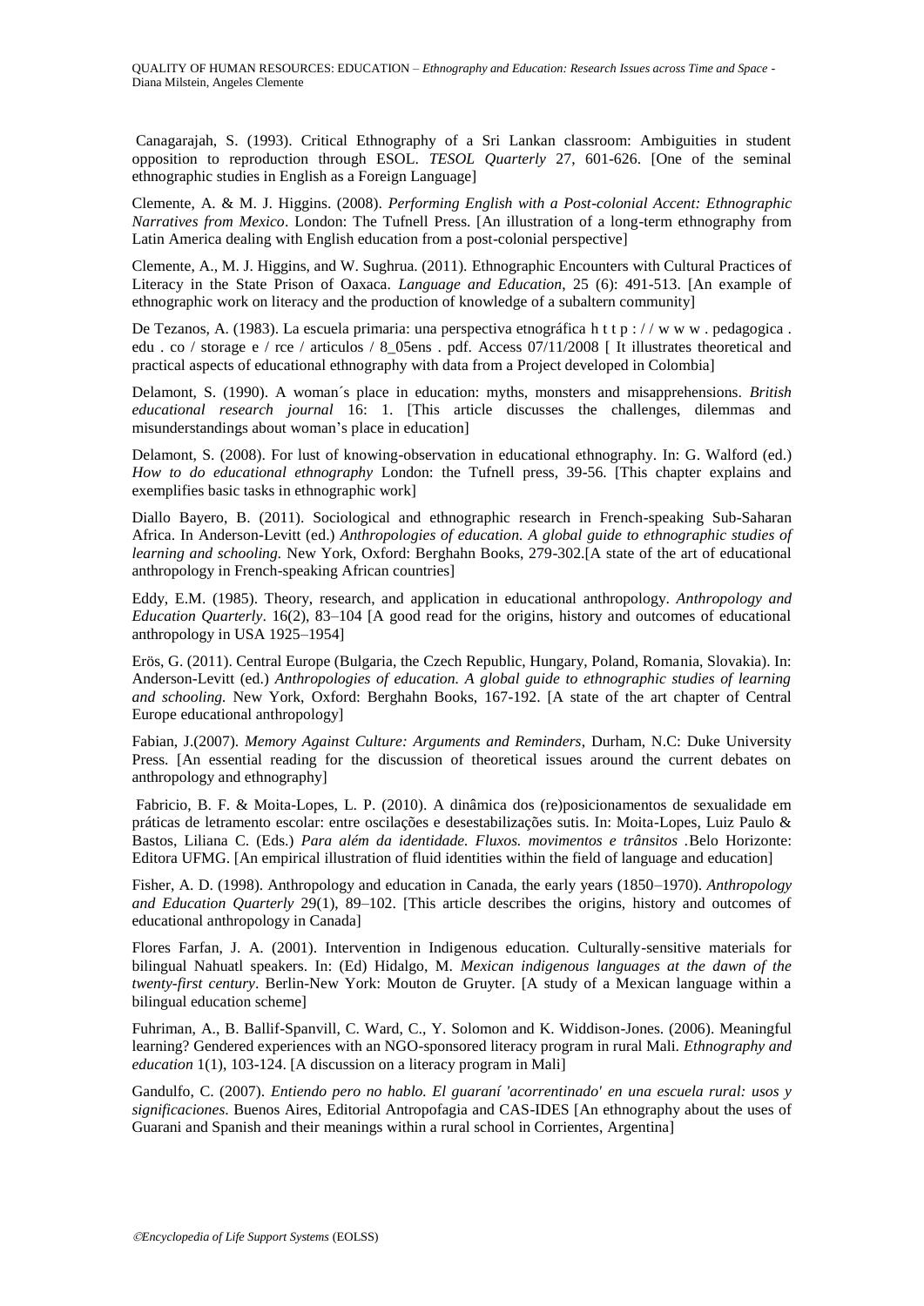Canagarajah, S. (1993). Critical Ethnography of a Sri Lankan classroom: Ambiguities in student opposition to reproduction through ESOL. *TESOL Quarterly* 27, 601-626. [One of the seminal ethnographic studies in English as a Foreign Language]

Clemente, A. & M. J. Higgins. (2008). *Performing English with a Post-colonial Accent: Ethnographic Narratives from Mexico*. London: The Tufnell Press. [An illustration of a long-term ethnography from Latin America dealing with English education from a post-colonial perspective]

Clemente, A., M. J. Higgins, and W. Sughrua. (2011). Ethnographic Encounters with Cultural Practices of Literacy in the State Prison of Oaxaca. *Language and Education*, 25 (6): 491-513. [An example of ethnographic work on literacy and the production of knowledge of a subaltern community]

De Tezanos, A. (1983). La escuela primaria: una perspectiva etnográfica h t t p : / / w w w . pedagogica . edu . co / storage e / rce / articulos / 8_05ens . pdf. Access 07/11/2008 [ It illustrates theoretical and practical aspects of educational ethnography with data from a Project developed in Colombia]

Delamont, S. (1990). A woman´s place in education: myths, monsters and misapprehensions. *British educational research journal* 16: 1. [This article discusses the challenges, dilemmas and misunderstandings about woman's place in education]

Delamont, S. (2008). For lust of knowing-observation in educational ethnography. In: G. Walford (ed.) *How to do educational ethnography* London: the Tufnell press, 39-56. [This chapter explains and exemplifies basic tasks in ethnographic work]

Diallo Bayero, B. (2011). Sociological and ethnographic research in French-speaking Sub-Saharan Africa. In Anderson-Levitt (ed.) *Anthropologies of education. A global guide to ethnographic studies of learning and schooling.* New York, Oxford: Berghahn Books, 279-302.[A state of the art of educational anthropology in French-speaking African countries]

Eddy, E.M. (1985). Theory, research, and application in educational anthropology. *Anthropology and Education Quarterly*. 16(2), 83–104 [A good read for the origins, history and outcomes of educational anthropology in USA 1925–1954]

Erös, G. (2011). Central Europe (Bulgaria, the Czech Republic, Hungary, Poland, Romania, Slovakia). In: Anderson-Levitt (ed.) *Anthropologies of education. A global guide to ethnographic studies of learning and schooling.* New York, Oxford: Berghahn Books, 167-192. [A state of the art chapter of Central Europe educational anthropology]

Fabian, J.(2007). *Memory Against Culture: Arguments and Reminders*, Durham, N.C: Duke University Press. [An essential reading for the discussion of theoretical issues around the current debates on anthropology and ethnography]

Fabricio, B. F. & Moita-Lopes, L. P. (2010). A dinâmica dos (re)posicionamentos de sexualidade em práticas de letramento escolar: entre oscilações e desestabilizações sutis. In: Moita-Lopes, Luiz Paulo & Bastos, Liliana C. (Eds.) *Para além da identidade. Fluxos. movimentos e trânsitos* .Belo Horizonte: Editora UFMG. [An empirical illustration of fluid identities within the field of language and education]

Fisher, A. D. (1998). Anthropology and education in Canada, the early years (1850–1970). *Anthropology and Education Quarterly* 29(1), 89–102. [This article describes the origins, history and outcomes of educational anthropology in Canada]

Flores Farfan, J. A. (2001). Intervention in Indigenous education. Culturally-sensitive materials for bilingual Nahuatl speakers. In: (Ed) Hidalgo, M. *Mexican indigenous languages at the dawn of the twenty-first century*. Berlin-New York: Mouton de Gruyter. [A study of a Mexican language within a bilingual education scheme]

Fuhriman, A., B. Ballif-Spanvill, C. Ward, C., Y. Solomon and K. Widdison-Jones. (2006). Meaningful learning? Gendered experiences with an NGO-sponsored literacy program in rural Mali. *Ethnography and education* 1(1), 103-124. [A discussion on a literacy program in Mali]

Gandulfo, C. (2007). *Entiendo pero no hablo. El guaraní 'acorrentinado' en una escuela rural: usos y significaciones*. Buenos Aires, Editorial Antropofagia and CAS-IDES [An ethnography about the uses of Guarani and Spanish and their meanings within a rural school in Corrientes, Argentina]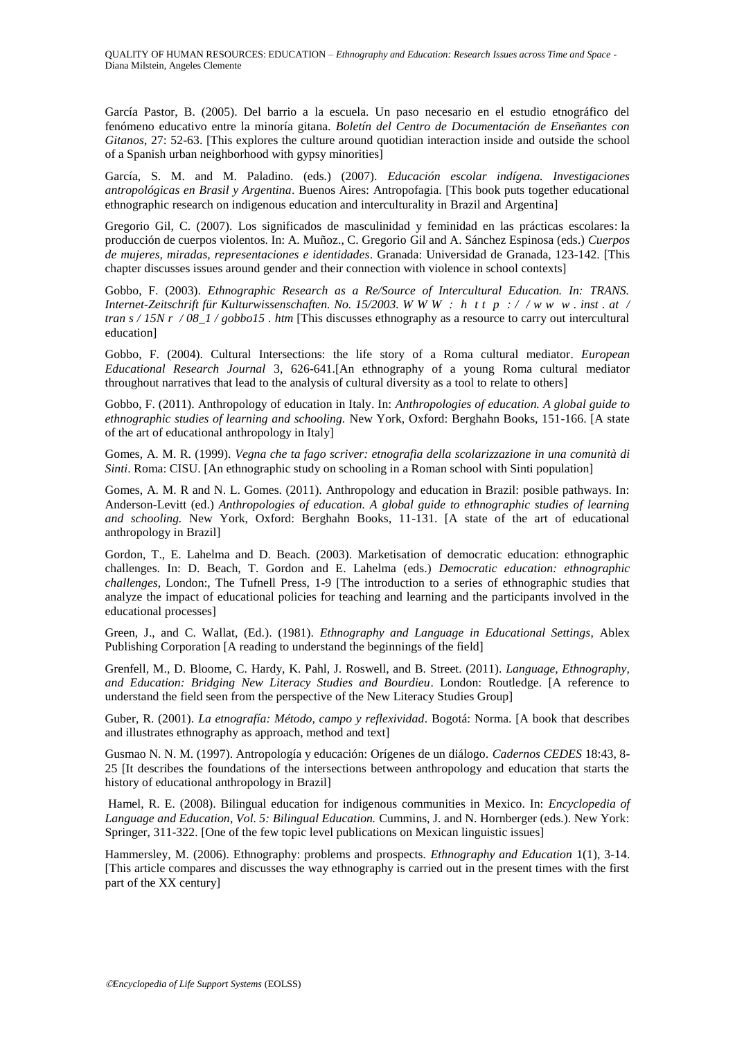García Pastor, B. (2005). Del barrio a la escuela. Un paso necesario en el estudio etnográfico del fenómeno educativo entre la minoría gitana. *Boletín del Centro de Documentación de Enseñantes con Gitanos*, 27: 52-63. [This explores the culture around quotidian interaction inside and outside the school of a Spanish urban neighborhood with gypsy minorities]

García, S. M. and M. Paladino. (eds.) (2007). *Educación escolar indígena. Investigaciones antropológicas en Brasil y Argentina*. Buenos Aires: Antropofagia. [This book puts together educational ethnographic research on indigenous education and interculturality in Brazil and Argentina]

Gregorio Gil, C. (2007). Los significados de masculinidad y feminidad en las prácticas escolares: la producción de cuerpos violentos. In: A. Muñoz., C. Gregorio Gil and A. Sánchez Espinosa (eds.) *Cuerpos de mujeres, miradas, representaciones e identidades*. Granada: Universidad de Granada, 123-142. [This chapter discusses issues around gender and their connection with violence in school contexts]

Gobbo, F. (2003). *Ethnographic Research as a Re/Source of Intercultural Education. In: TRANS. Internet-Zeitschrift für Kulturwissenschaften. No. 15/2003. W W W : h t t p : / / w w w . inst . at / tran s / 15N r / 08_1 / gobbo15 . htm* [This discusses ethnography as a resource to carry out intercultural education]

Gobbo, F. (2004). Cultural Intersections: the life story of a Roma cultural mediator. *European Educational Research Journal* 3, 626-641.[An ethnography of a young Roma cultural mediator throughout narratives that lead to the analysis of cultural diversity as a tool to relate to others]

Gobbo, F. (2011). Anthropology of education in Italy. In: *Anthropologies of education. A global guide to ethnographic studies of learning and schooling.* New York, Oxford: Berghahn Books, 151-166. [A state of the art of educational anthropology in Italy]

Gomes, A. M. R. (1999). *Vegna che ta fago scriver: etnografia della scolarizzazione in una comunità di Sinti*. Roma: CISU. [An ethnographic study on schooling in a Roman school with Sinti population]

Gomes, A. M. R and N. L. Gomes. (2011). Anthropology and education in Brazil: posible pathways. In: Anderson-Levitt (ed.) *Anthropologies of education. A global guide to ethnographic studies of learning and schooling.* New York, Oxford: Berghahn Books, 11-131. [A state of the art of educational anthropology in Brazil]

Gordon, T., E. Lahelma and D. Beach. (2003). Marketisation of democratic education: ethnographic challenges. In: D. Beach, T. Gordon and E. Lahelma (eds.) *Democratic education: ethnographic challenges*, London:, The Tufnell Press, 1-9 [The introduction to a series of ethnographic studies that analyze the impact of educational policies for teaching and learning and the participants involved in the educational processes]

Green, J., and C. Wallat, (Ed.). (1981). *Ethnography and Language in Educational Settings*, Ablex Publishing Corporation [A reading to understand the beginnings of the field]

Grenfell, M., D. Bloome, C. Hardy, K. Pahl, J. Roswell, and B. Street. (2011). *Language, Ethnography, and Education: Bridging New Literacy Studies and Bourdieu*. London: Routledge. [A reference to understand the field seen from the perspective of the New Literacy Studies Group]

Guber, R. (2001). *La etnografía: Método, campo y reflexividad*. Bogotá: Norma. [A book that describes and illustrates ethnography as approach, method and text]

Gusmao N. N. M. (1997). Antropología y educación: Orígenes de un diálogo. *Cadernos CEDES* 18:43, 8-25 [It describes the foundations of the intersections between anthropology and education that starts the history of educational anthropology in Brazil]

Hamel, R. E. (2008). Bilingual education for indigenous communities in Mexico. In: *Encyclopedia of Language and Education, Vol. 5: Bilingual Education.* Cummins, J. and N. Hornberger (eds.). New York: Springer, 311-322. [One of the few topic level publications on Mexican linguistic issues]

Hammersley, M. (2006). Ethnography: problems and prospects. *Ethnography and Education* 1(1), 3-14. [This article compares and discusses the way ethnography is carried out in the present times with the first part of the XX century]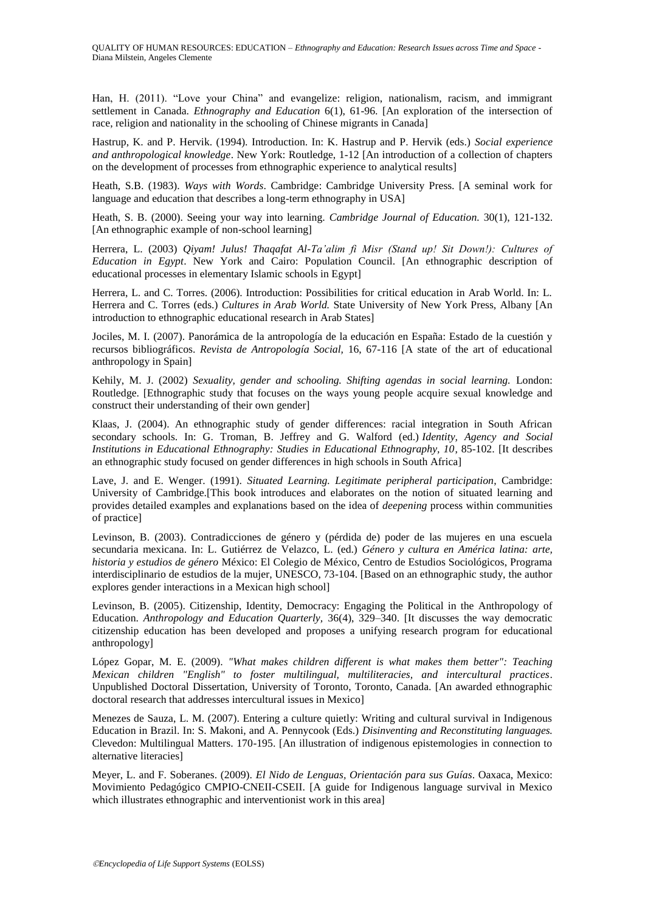Han, H. (2011). "Love your China" and evangelize: religion, nationalism, racism, and immigrant settlement in Canada. *Ethnography and Education* 6(1), 61-96. [An exploration of the intersection of race, religion and nationality in the schooling of Chinese migrants in Canada]

Hastrup, K. and P. Hervik. (1994). Introduction. In: K. Hastrup and P. Hervik (eds.) *Social experience and anthropological knowledge*. New York: Routledge, 1-12 [An introduction of a collection of chapters on the development of processes from ethnographic experience to analytical results]

Heath, S.B. (1983). *Ways with Words*. Cambridge: Cambridge University Press. [A seminal work for language and education that describes a long-term ethnography in USA]

Heath, S. B. (2000). Seeing your way into learning. *Cambridge Journal of Education.* 30(1), 121-132. [An ethnographic example of non-school learning]

Herrera, L. (2003) *Qiyam! Julus! Thaqafat Al-Ta'alim fi Misr (Stand up! Sit Down!): Cultures of Education in Egypt*. New York and Cairo: Population Council. [An ethnographic description of educational processes in elementary Islamic schools in Egypt]

Herrera, L. and C. Torres. (2006). Introduction: Possibilities for critical education in Arab World. In: L. Herrera and C. Torres (eds.) *Cultures in Arab World.* State University of New York Press, Albany [An introduction to ethnographic educational research in Arab States]

Jociles, M. I. (2007). Panorámica de la antropología de la educación en España: Estado de la cuestión y recursos bibliográficos. *Revista de Antropología Social,* 16, 67-116 [A state of the art of educational anthropology in Spain]

Kehily, M. J. (2002) *Sexuality, gender and schooling. Shifting agendas in social learning.* London: Routledge. [Ethnographic study that focuses on the ways young people acquire sexual knowledge and construct their understanding of their own gender]

Klaas, J. (2004). An ethnographic study of gender differences: racial integration in South African secondary schools. In: G. Troman, B. Jeffrey and G. Walford (ed.) *Identity, Agency and Social Institutions in Educational Ethnography: Studies in Educational Ethnography, 10*, 85-102. [It describes an ethnographic study focused on gender differences in high schools in South Africa]

Lave, J. and E. Wenger. (1991). *Situated Learning. Legitimate peripheral participation*, Cambridge: University of Cambridge.[This book introduces and elaborates on the notion of situated learning and provides detailed examples and explanations based on the idea of *deepening* process within communities of practice]

Levinson, B. (2003). Contradicciones de género y (pérdida de) poder de las mujeres en una escuela secundaria mexicana. In: L. Gutiérrez de Velazco, L. (ed.) *Género y cultura en América latina: arte, historia y estudios de género* México: El Colegio de México, Centro de Estudios Sociológicos, Programa interdisciplinario de estudios de la mujer, UNESCO, 73-104. [Based on an ethnographic study, the author explores gender interactions in a Mexican high school]

Levinson, B. (2005). Citizenship, Identity, Democracy: Engaging the Political in the Anthropology of Education. *Anthropology and Education Quarterly,* 36(4), 329–340. [It discusses the way democratic citizenship education has been developed and proposes a unifying research program for educational anthropology]

López Gopar, M. E. (2009). *"What makes children different is what makes them better": Teaching Mexican children "English" to foster multilingual, multiliteracies, and intercultural practices*. Unpublished Doctoral Dissertation, University of Toronto, Toronto, Canada. [An awarded ethnographic doctoral research that addresses intercultural issues in Mexico]

Menezes de Sauza, L. M. (2007). Entering a culture quietly: Writing and cultural survival in Indigenous Education in Brazil. In: S. Makoni, and A. Pennycook (Eds.) *Disinventing and Reconstituting languages.* Clevedon: Multilingual Matters. 170-195. [An illustration of indigenous epistemologies in connection to alternative literacies]

Meyer, L. and F. Soberanes. (2009). *El Nido de Lenguas, Orientación para sus Guías*. Oaxaca, Mexico: Movimiento Pedagógico CMPIO-CNEII-CSEII. [A guide for Indigenous language survival in Mexico which illustrates ethnographic and interventionist work in this area]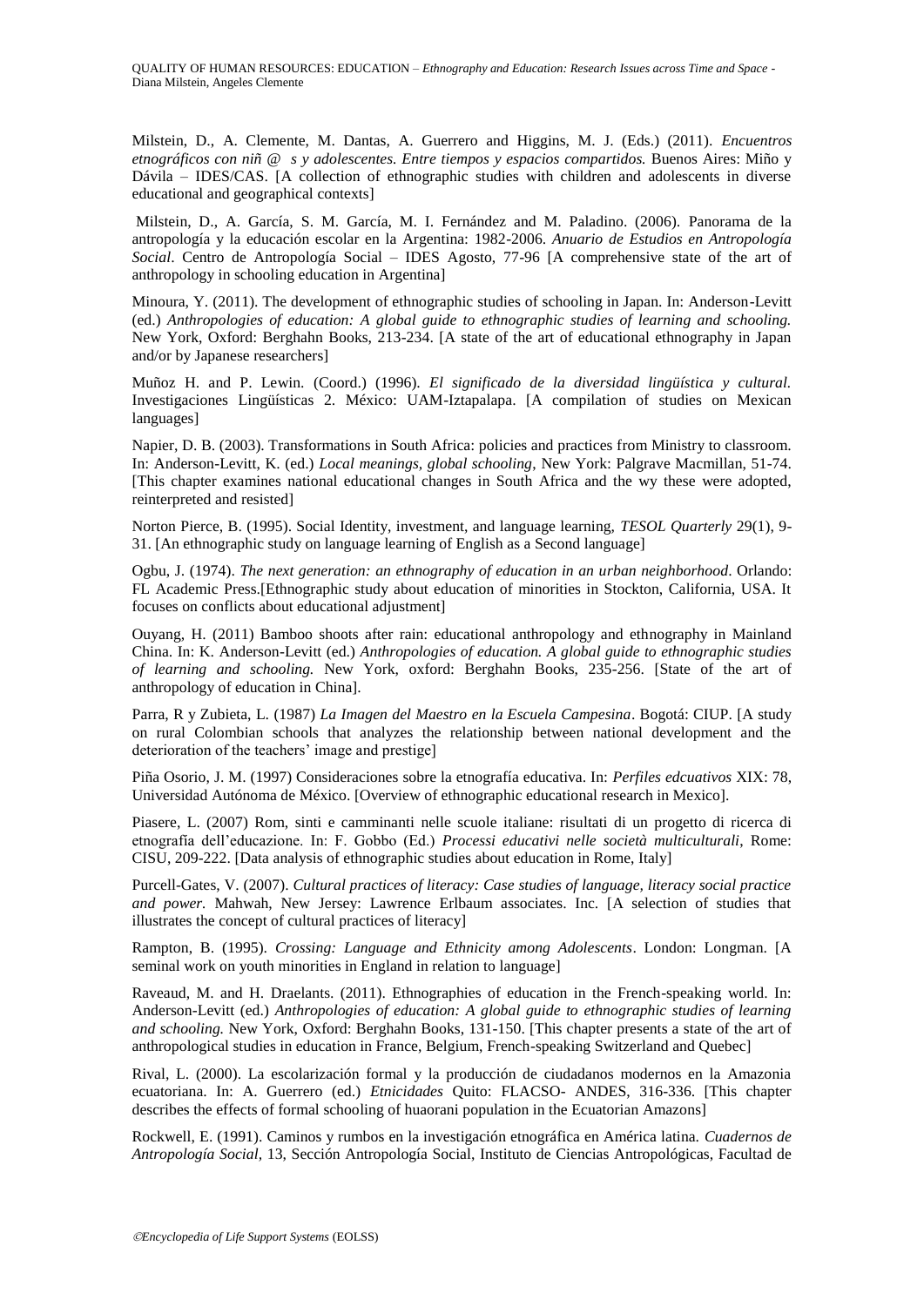Milstein, D., A. Clemente, M. Dantas, A. Guerrero and Higgins, M. J. (Eds.) (2011). *Encuentros etnográficos con niñ @ s y adolescentes. Entre tiempos y espacios compartidos.* Buenos Aires: Miño y Dávila – IDES/CAS. [A collection of ethnographic studies with children and adolescents in diverse educational and geographical contexts]

Milstein, D., A. García, S. M. García, M. I. Fernández and M. Paladino. (2006). Panorama de la antropología y la educación escolar en la Argentina: 1982-2006. *Anuario de Estudios en Antropología Social*. Centro de Antropología Social – IDES Agosto, 77-96 [A comprehensive state of the art of anthropology in schooling education in Argentina]

Minoura, Y. (2011). The development of ethnographic studies of schooling in Japan. In: Anderson-Levitt (ed.) *Anthropologies of education: A global guide to ethnographic studies of learning and schooling.* New York, Oxford: Berghahn Books, 213-234. [A state of the art of educational ethnography in Japan and/or by Japanese researchers]

Muñoz H. and P. Lewin. (Coord.) (1996). *El significado de la diversidad lingüística y cultural.* Investigaciones Lingüísticas 2. México: UAM-Iztapalapa. [A compilation of studies on Mexican languages]

Napier, D. B. (2003). Transformations in South Africa: policies and practices from Ministry to classroom. In: Anderson-Levitt, K. (ed.) *Local meanings, global schooling*, New York: Palgrave Macmillan, 51-74. [This chapter examines national educational changes in South Africa and the wy these were adopted, reinterpreted and resisted]

Norton Pierce, B. (1995). Social Identity, investment, and language learning, *TESOL Quarterly* 29(1), 9-31. [An ethnographic study on language learning of English as a Second language]

Ogbu, J. (1974). *The next generation: an ethnography of education in an urban neighborhood*. Orlando: FL Academic Press.[Ethnographic study about education of minorities in Stockton, California, USA. It focuses on conflicts about educational adjustment]

Ouyang, H. (2011) Bamboo shoots after rain: educational anthropology and ethnography in Mainland China. In: K. Anderson-Levitt (ed.) *Anthropologies of education. A global guide to ethnographic studies of learning and schooling.* New York, oxford: Berghahn Books, 235-256. [State of the art of anthropology of education in China].

Parra, R y Zubieta, L. (1987) *La Imagen del Maestro en la Escuela Campesina*. Bogotá: CIUP. [A study on rural Colombian schools that analyzes the relationship between national development and the deterioration of the teachers' image and prestige]

Piña Osorio, J. M. (1997) Consideraciones sobre la etnografía educativa. In: *Perfiles edcuativos* XIX: 78, Universidad Autónoma de México. [Overview of ethnographic educational research in Mexico].

Piasere, L. (2007) Rom, sinti e camminanti nelle scuole italiane: risultati di un progetto di ricerca di etnografía dell'educazione. In: F. Gobbo (Ed.) *Processi educativi nelle società multiculturali*, Rome: CISU, 209-222. [Data analysis of ethnographic studies about education in Rome, Italy]

Purcell-Gates, V. (2007). *Cultural practices of literacy: Case studies of language, literacy social practice and power.* Mahwah, New Jersey: Lawrence Erlbaum associates. Inc. [A selection of studies that illustrates the concept of cultural practices of literacy]

Rampton, B. (1995). *Crossing: Language and Ethnicity among Adolescents*. London: Longman. [A seminal work on youth minorities in England in relation to language]

Raveaud, M. and H. Draelants. (2011). Ethnographies of education in the French-speaking world. In: Anderson-Levitt (ed.) *Anthropologies of education: A global guide to ethnographic studies of learning and schooling.* New York, Oxford: Berghahn Books, 131-150. [This chapter presents a state of the art of anthropological studies in education in France, Belgium, French-speaking Switzerland and Quebec]

Rival, L. (2000). La escolarización formal y la producción de ciudadanos modernos en la Amazonia ecuatoriana. In: A. Guerrero (ed.) *Etnicidades* Quito: FLACSO- ANDES, 316-336. [This chapter describes the effects of formal schooling of huaorani population in the Ecuatorian Amazons]

Rockwell, E. (1991). Caminos y rumbos en la investigación etnográfica en América latina. *Cuadernos de Antropología Social*, 13, Sección Antropología Social, Instituto de Ciencias Antropológicas, Facultad de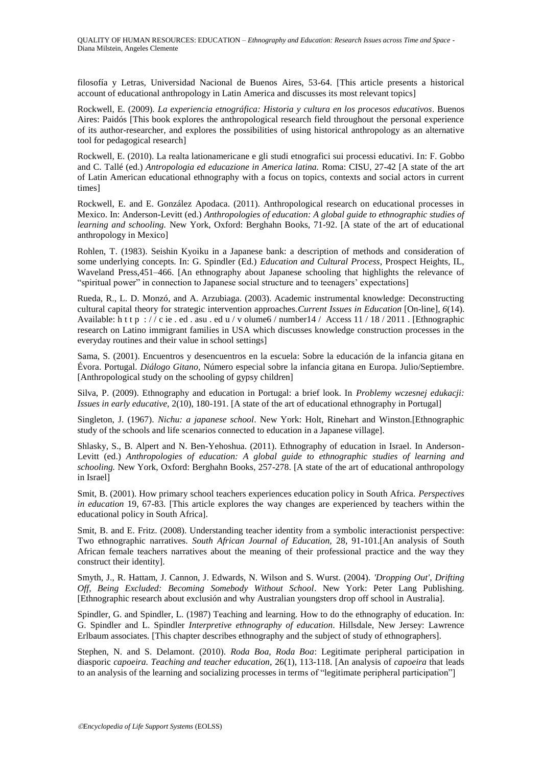filosofía y Letras, Universidad Nacional de Buenos Aires, 53-64. [This article presents a historical account of educational anthropology in Latin America and discusses its most relevant topics]

Rockwell, E. (2009). *La experiencia etnográfica: Historia y cultura en los procesos educativos*. Buenos Aires: Paidós [This book explores the anthropological research field throughout the personal experience of its author-researcher, and explores the possibilities of using historical anthropology as an alternative tool for pedagogical research]

Rockwell, E. (2010). La realta lationamericane e gli studi etnografici sui processi educativi. In: F. Gobbo and C. Tallé (ed.) *Antropologia ed educazione in America latina.* Roma: CISU, 27-42 [A state of the art of Latin American educational ethnography with a focus on topics, contexts and social actors in current times]

Rockwell, E. and E. González Apodaca. (2011). Anthropological research on educational processes in Mexico. In: Anderson-Levitt (ed.) *Anthropologies of education: A global guide to ethnographic studies of learning and schooling.* New York, Oxford: Berghahn Books, 71-92. [A state of the art of educational anthropology in Mexico]

Rohlen, T. (1983). Seishin Kyoiku in a Japanese bank: a description of methods and consideration of some underlying concepts. In: G. Spindler (Ed.) *Education and Cultural Process*, Prospect Heights, IL, Waveland Press,451–466. [An ethnography about Japanese schooling that highlights the relevance of "spiritual power" in connection to Japanese social structure and to teenagers' expectations]

Rueda, R., L. D. Monzó, and A. Arzubiaga. (2003). Academic instrumental knowledge: Deconstructing cultural capital theory for strategic intervention approaches.*Current Issues in Education* [On-line], *6*(14). Available: h t t p : / / c ie . ed . asu . ed u / v olume6 / number14 / Access 11 / 18 / 2011 . [Ethnographic research on Latino immigrant families in USA which discusses knowledge construction processes in the everyday routines and their value in school settings]

Sama, S. (2001). Encuentros y desencuentros en la escuela: Sobre la educación de la infancia gitana en Évora. Portugal. *Diálogo Gitano,* Número especial sobre la infancia gitana en Europa. Julio/Septiembre. [Anthropological study on the schooling of gypsy children]

Silva, P. (2009). Ethnography and education in Portugal: a brief look. In *Problemy wczesnej edukacji: Issues in early educative,* 2(10), 180-191. [A state of the art of educational ethnography in Portugal]

Singleton, J. (1967). *Nichu: a japanese school*. New York: Holt, Rinehart and Winston.[Ethnographic study of the schools and life scenarios connected to education in a Japanese village].

Shlasky, S., B. Alpert and N. Ben-Yehoshua. (2011). Ethnography of education in Israel. In Anderson-Levitt (ed.) *Anthropologies of education: A global guide to ethnographic studies of learning and schooling.* New York, Oxford: Berghahn Books, 257-278. [A state of the art of educational anthropology in Israel]

Smit, B. (2001). How primary school teachers experiences education policy in South Africa. *Perspectives in education* 19, 67-83. [This article explores the way changes are experienced by teachers within the educational policy in South Africa].

Smit, B. and E. Fritz. (2008). Understanding teacher identity from a symbolic interactionist perspective: Two ethnographic narratives. *South African Journal of Education,* 28, 91-101.[An analysis of South African female teachers narratives about the meaning of their professional practice and the way they construct their identity].

Smyth, J., R. Hattam, J. Cannon, J. Edwards, N. Wilson and S. Wurst. (2004). *'Dropping Out', Drifting Off, Being Excluded: Becoming Somebody Without School*. New York: Peter Lang Publishing. [Ethnographic research about exclusión and why Australian youngsters drop off school in Australia].

Spindler, G. and Spindler, L. (1987) Teaching and learning. How to do the ethnography of education. In: G. Spindler and L. Spindler *Interpretive ethnography of education*. Hillsdale, New Jersey: Lawrence Erlbaum associates. [This chapter describes ethnography and the subject of study of ethnographers].

Stephen, N. and S. Delamont. (2010). *Roda Boa, Roda Boa*: Legitimate peripheral participation in diasporic *capoeira. Teaching and teacher education,* 26(1), 113-118. [An analysis of *capoeira* that leads to an analysis of the learning and socializing processes in terms of "legitimate peripheral participation"]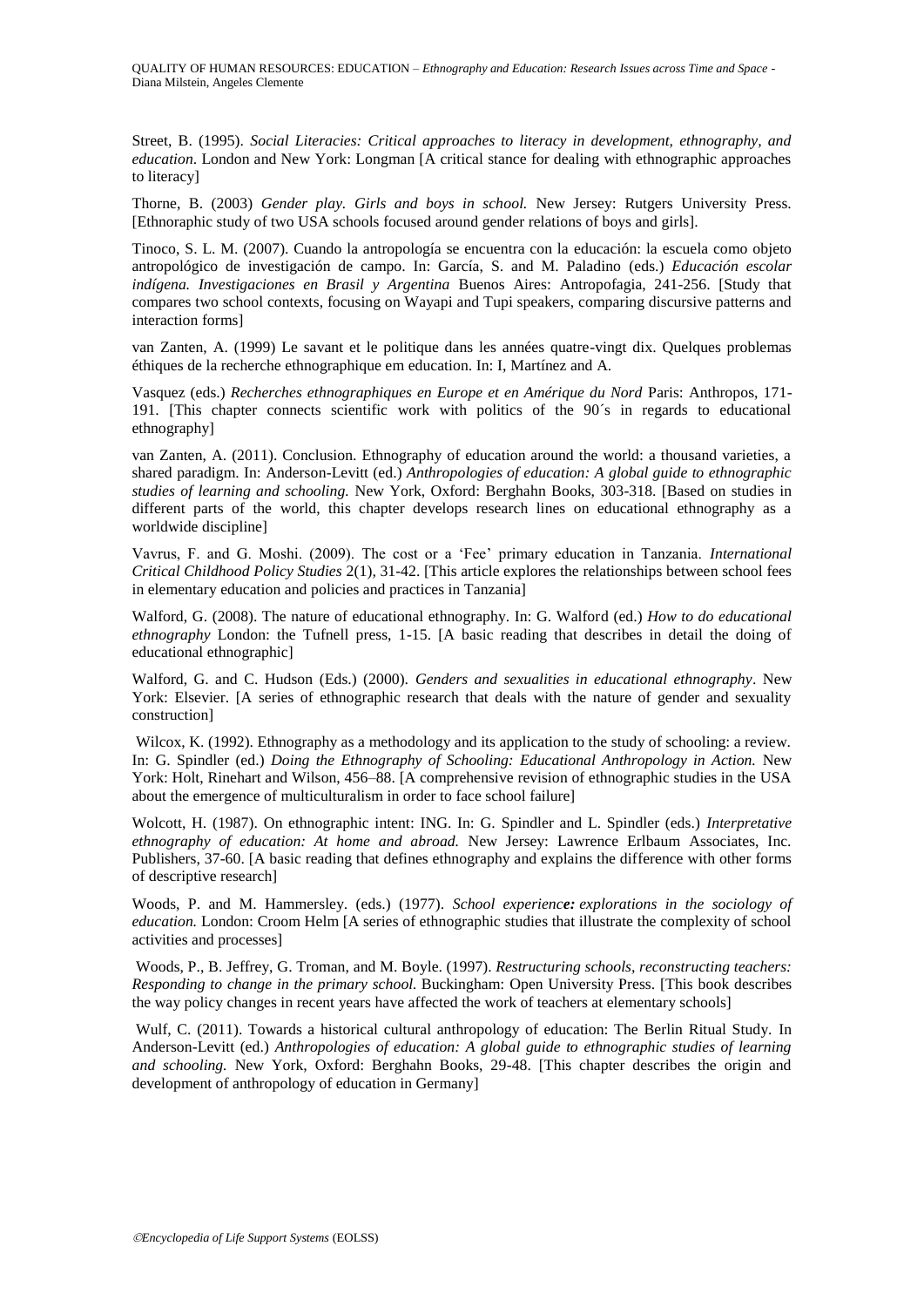Street, B. (1995). *Social Literacies: Critical approaches to literacy in development, ethnography, and education.* London and New York: Longman [A critical stance for dealing with ethnographic approaches to literacy]

Thorne, B. (2003) *Gender play. Girls and boys in school.* New Jersey: Rutgers University Press. [Ethnoraphic study of two USA schools focused around gender relations of boys and girls].

Tinoco, S. L. M. (2007). Cuando la antropología se encuentra con la educación: la escuela como objeto antropológico de investigación de campo. In: García, S. and M. Paladino (eds.) *Educación escolar indígena. Investigaciones en Brasil y Argentina* Buenos Aires: Antropofagia, 241-256. [Study that compares two school contexts, focusing on Wayapi and Tupi speakers, comparing discursive patterns and interaction forms]

van Zanten, A. (1999) Le savant et le politique dans les années quatre-vingt dix. Quelques problemas éthiques de la recherche ethnographique em education. In: I, Martínez and A.

Vasquez (eds.) *Recherches ethnographiques en Europe et en Amérique du Nord* Paris: Anthropos, 171-191. [This chapter connects scientific work with politics of the 90´s in regards to educational ethnography]

van Zanten, A. (2011). Conclusion. Ethnography of education around the world: a thousand varieties, a shared paradigm. In: Anderson-Levitt (ed.) *Anthropologies of education: A global guide to ethnographic studies of learning and schooling.* New York, Oxford: Berghahn Books, 303-318. [Based on studies in different parts of the world, this chapter develops research lines on educational ethnography as a worldwide discipline]

Vavrus, F. and G. Moshi. (2009). The cost or a 'Fee' primary education in Tanzania. *International Critical Childhood Policy Studies* 2(1), 31-42. [This article explores the relationships between school fees in elementary education and policies and practices in Tanzania]

Walford, G. (2008). The nature of educational ethnography. In: G. Walford (ed.) *How to do educational ethnography* London: the Tufnell press, 1-15. [A basic reading that describes in detail the doing of educational ethnographic]

Walford, G. and C. Hudson (Eds.) (2000). *Genders and sexualities in educational ethnography*. New York: Elsevier. [A series of ethnographic research that deals with the nature of gender and sexuality construction]

Wilcox, K. (1992). Ethnography as a methodology and its application to the study of schooling: a review. In: G. Spindler (ed.) *Doing the Ethnography of Schooling: Educational Anthropology in Action.* New York: Holt, Rinehart and Wilson, 456–88. [A comprehensive revision of ethnographic studies in the USA about the emergence of multiculturalism in order to face school failure]

Wolcott, H. (1987). On ethnographic intent: ING. In: G. Spindler and L. Spindler (eds.) *Interpretative ethnography of education: At home and abroad.* New Jersey: Lawrence Erlbaum Associates, Inc. Publishers, 37-60. [A basic reading that defines ethnography and explains the difference with other forms of descriptive research]

Woods, P. and M. Hammersley. (eds.) (1977). *School experience: explorations in the sociology of education.* London: Croom Helm [A series of ethnographic studies that illustrate the complexity of school activities and processes]

Woods, P., B. Jeffrey, G. Troman, and M. Boyle. (1997). *Restructuring schools, reconstructing teachers: Responding to change in the primary school.* Buckingham: Open University Press. [This book describes the way policy changes in recent years have affected the work of teachers at elementary schools]

Wulf, C. (2011). Towards a historical cultural anthropology of education: The Berlin Ritual Study. In Anderson-Levitt (ed.) *Anthropologies of education: A global guide to ethnographic studies of learning and schooling.* New York, Oxford: Berghahn Books, 29-48. [This chapter describes the origin and development of anthropology of education in Germany]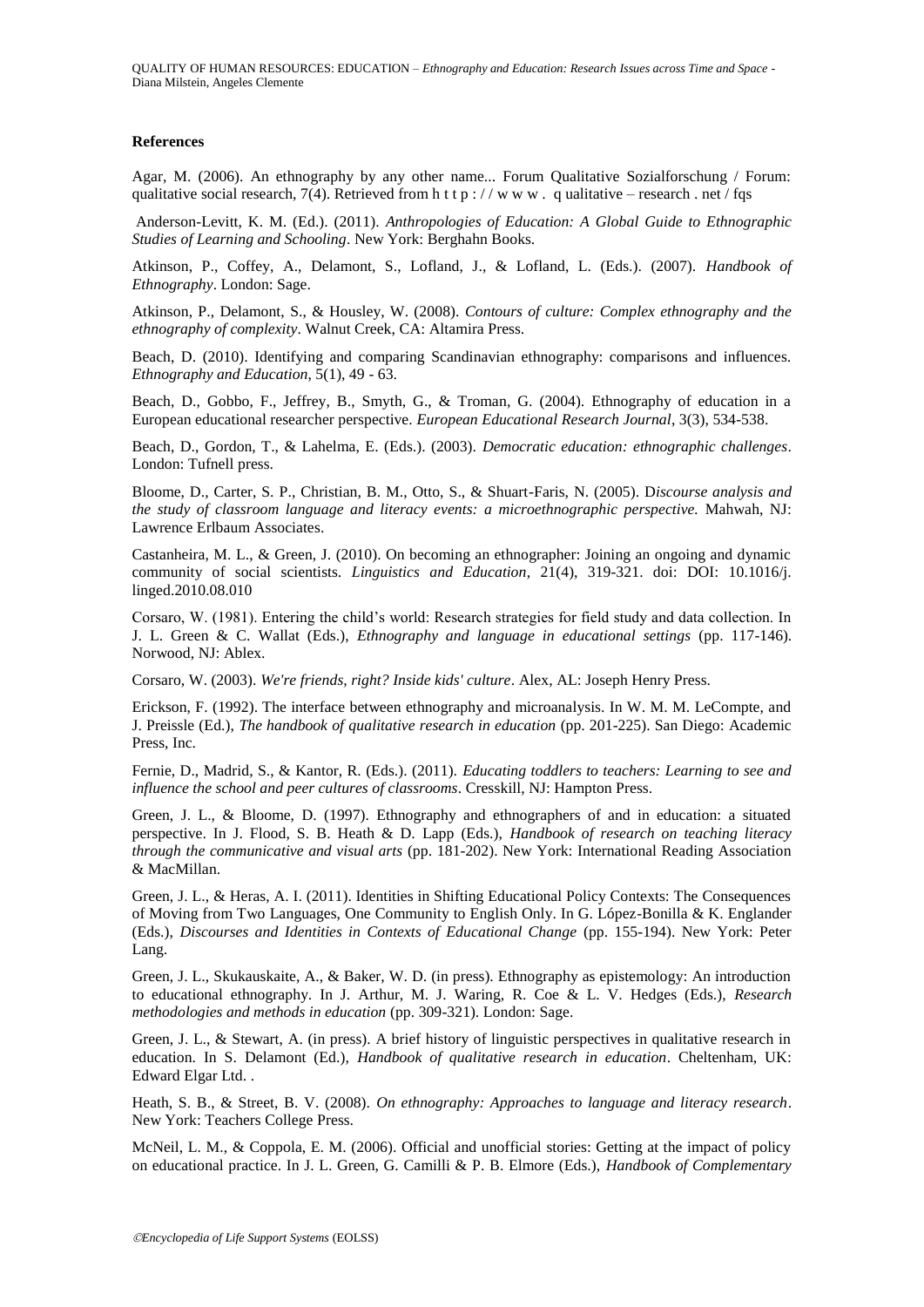### References

Agar, M. (2006). An ethnography by any other name... Forum Qualitative Sozialforschung / Forum: qualitative social research, 7(4). Retrieved from h t t p : / / w w w . q ualitative – research . net / fqs

Anderson-Levitt, K. M. (Ed.). (2011). *Anthropologies of Education: A Global Guide to Ethnographic Studies of Learning and Schooling*. New York: Berghahn Books.

Atkinson, P., Coffey, A., Delamont, S., Lofland, J., & Lofland, L. (Eds.). (2007). *Handbook of Ethnography*. London: Sage.

Atkinson, P., Delamont, S., & Housley, W. (2008). *Contours of culture: Complex ethnography and the ethnography of complexity*. Walnut Creek, CA: Altamira Press.

Beach, D. (2010). Identifying and comparing Scandinavian ethnography: comparisons and influences. *Ethnography and Education*, 5(1), 49 - 63.

Beach, D., Gobbo, F., Jeffrey, B., Smyth, G., & Troman, G. (2004). Ethnography of education in a European educational researcher perspective. *European Educational Research Journal*, 3(3), 534-538.

Beach, D., Gordon, T., & Lahelma, E. (Eds.). (2003). *Democratic education: ethnographic challenges*. London: Tufnell press.

Bloome, D., Carter, S. P., Christian, B. M., Otto, S., & Shuart-Faris, N. (2005). D*iscourse analysis and the study of classroom language and literacy events: a microethnographic perspective.* Mahwah, NJ: Lawrence Erlbaum Associates.

Castanheira, M. L., & Green, J. (2010). On becoming an ethnographer: Joining an ongoing and dynamic community of social scientists. *Linguistics and Education*, 21(4), 319-321. doi: DOI: 10.1016/j. linged.2010.08.010

Corsaro, W. (1981). Entering the child's world: Research strategies for field study and data collection. In J. L. Green & C. Wallat (Eds.), *Ethnography and language in educational settings* (pp. 117-146). Norwood, NJ: Ablex.

Corsaro, W. (2003). *We're friends, right? Inside kids' culture*. Alex, AL: Joseph Henry Press.

Erickson, F. (1992). The interface between ethnography and microanalysis. In W. M. M. LeCompte, and J. Preissle (Ed.), *The handbook of qualitative research in education* (pp. 201-225). San Diego: Academic Press, Inc.

Fernie, D., Madrid, S., & Kantor, R. (Eds.). (2011). *Educating toddlers to teachers: Learning to see and influence the school and peer cultures of classrooms*. Cresskill, NJ: Hampton Press.

Green, J. L., & Bloome, D. (1997). Ethnography and ethnographers of and in education: a situated perspective. In J. Flood, S. B. Heath & D. Lapp (Eds.), *Handbook of research on teaching literacy through the communicative and visual arts* (pp. 181-202). New York: International Reading Association & MacMillan.

Green, J. L., & Heras, A. I. (2011). Identities in Shifting Educational Policy Contexts: The Consequences of Moving from Two Languages, One Community to English Only. In G. López-Bonilla & K. Englander (Eds.), *Discourses and Identities in Contexts of Educational Change* (pp. 155-194). New York: Peter Lang.

Green, J. L., Skukauskaite, A., & Baker, W. D. (in press). Ethnography as epistemology: An introduction to educational ethnography. In J. Arthur, M. J. Waring, R. Coe & L. V. Hedges (Eds.), *Research methodologies and methods in education* (pp. 309-321). London: Sage.

Green, J. L., & Stewart, A. (in press). A brief history of linguistic perspectives in qualitative research in education. In S. Delamont (Ed.), *Handbook of qualitative research in education*. Cheltenham, UK: Edward Elgar Ltd. .

Heath, S. B., & Street, B. V. (2008). *On ethnography: Approaches to language and literacy research*. New York: Teachers College Press.

McNeil, L. M., & Coppola, E. M. (2006). Official and unofficial stories: Getting at the impact of policy on educational practice. In J. L. Green, G. Camilli & P. B. Elmore (Eds.), *Handbook of Complementary*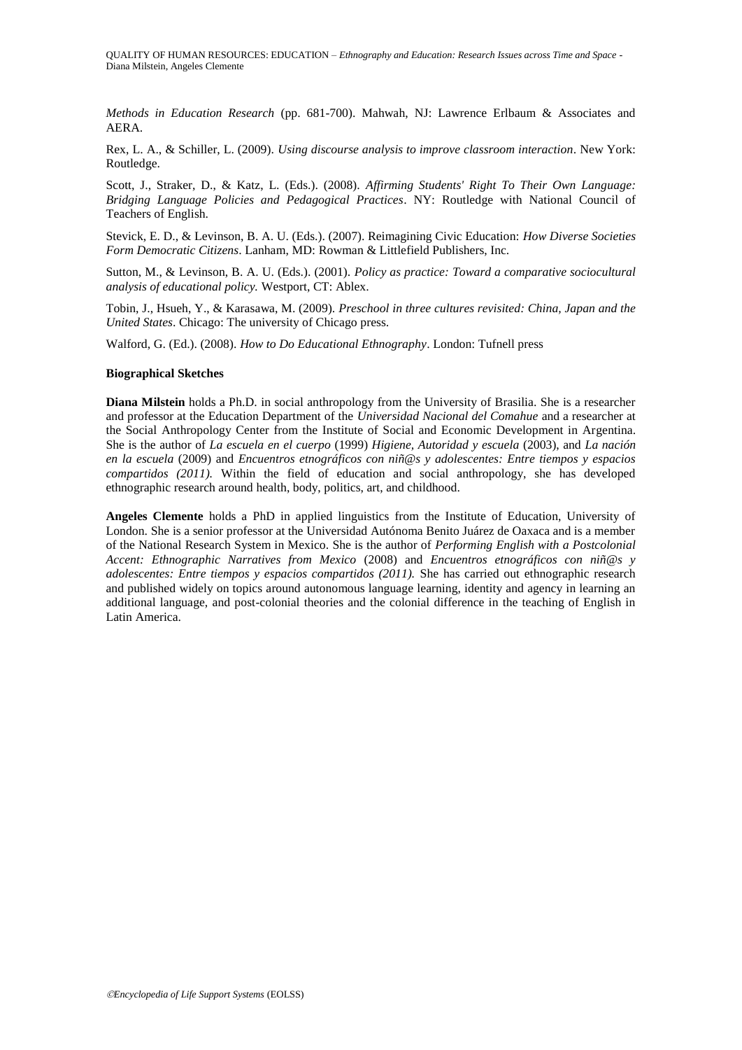*Methods in Education Research* (pp. 681-700). Mahwah, NJ: Lawrence Erlbaum & Associates and AERA.

Rex, L. A., & Schiller, L. (2009). *Using discourse analysis to improve classroom interaction*. New York: Routledge.

Scott, J., Straker, D., & Katz, L. (Eds.). (2008). *Affirming Students' Right To Their Own Language: Bridging Language Policies and Pedagogical Practices*. NY: Routledge with National Council of Teachers of English.

Stevick, E. D., & Levinson, B. A. U. (Eds.). (2007). Reimagining Civic Education: *How Diverse Societies Form Democratic Citizens*. Lanham, MD: Rowman & Littlefield Publishers, Inc.

Sutton, M., & Levinson, B. A. U. (Eds.). (2001). *Policy as practice: Toward a comparative sociocultural analysis of educational policy.* Westport, CT: Ablex.

Tobin, J., Hsueh, Y., & Karasawa, M. (2009). *Preschool in three cultures revisited: China, Japan and the United States*. Chicago: The university of Chicago press.

Walford, G. (Ed.). (2008). *How to Do Educational Ethnography*. London: Tufnell press

**Biographical Sketches**

**Diana Milstein** holds a Ph.D. in social anthropology from the University of Brasilia. She is a researcher and professor at the Education Department of the *Universidad Nacional del Comahue* and a researcher at the Social Anthropology Center from the Institute of Social and Economic Development in Argentina. She is the author of *La escuela en el cuerpo* (1999) *Higiene, Autoridad y escuela* (2003), and *La nación en la escuela* (2009) and *Encuentros etnográficos con niñ@s y adolescentes: Entre tiempos y espacios compartidos (2011).* Within the field of education and social anthropology, she has developed ethnographic research around health, body, politics, art, and childhood.

**Angeles Clemente** holds a PhD in applied linguistics from the Institute of Education, University of London. She is a senior professor at the Universidad Autónoma Benito Juárez de Oaxaca and is a member of the National Research System in Mexico. She is the author of *Performing English with a Postcolonial Accent: Ethnographic Narratives from Mexico* (2008) and *Encuentros etnográficos con niñ@s y adolescentes: Entre tiempos y espacios compartidos (2011).* She has carried out ethnographic research and published widely on topics around autonomous language learning, identity and agency in learning an additional language, and post-colonial theories and the colonial difference in the teaching of English in Latin America.